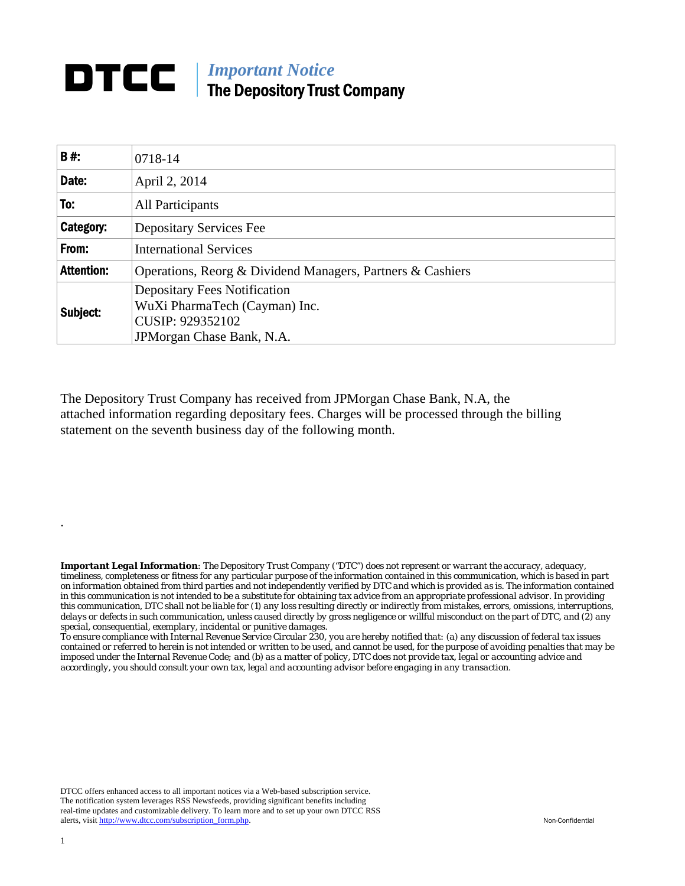# DTCC | *Important Notice*
## The Depository Trust Company

| | |
|---|---|
| **B #:** | 0718-14 |
| **Date:** | April 2, 2014 |
| **To:** | All Participants |
| **Category:** | Depositary Services Fee |
| **From:** | International Services |
| **Attention:** | Operations, Reorg & Dividend Managers, Partners & Cashiers |
| **Subject:** | Depositary Fees Notification<br>WuXi PharmaTech (Cayman) Inc.<br>CUSIP: 929352102<br>JPMorgan Chase Bank, N.A. |

The Depository Trust Company has received from JPMorgan Chase Bank, N.A, the attached information regarding depositary fees. Charges will be processed through the billing statement on the seventh business day of the following month.

.

***Important Legal Information**: The Depository Trust Company ("DTC") does not represent or warrant the accuracy, adequacy, timeliness, completeness or fitness for any particular purpose of the information contained in this communication, which is based in part on information obtained from third parties and not independently verified by DTC and which is provided as is. The information contained in this communication is not intended to be a substitute for obtaining tax advice from an appropriate professional advisor. In providing this communication, DTC shall not be liable for (1) any loss resulting directly or indirectly from mistakes, errors, omissions, interruptions, delays or defects in such communication, unless caused directly by gross negligence or willful misconduct on the part of DTC, and (2) any special, consequential, exemplary, incidental or punitive damages.*

*To ensure compliance with Internal Revenue Service Circular 230, you are hereby notified that: (a) any discussion of federal tax issues contained or referred to herein is not intended or written to be used, and cannot be used, for the purpose of avoiding penalties that may be imposed under the Internal Revenue Code; and (b) as a matter of policy, DTC does not provide tax, legal or accounting advice and accordingly, you should consult your own tax, legal and accounting advisor before engaging in any transaction.*

DTCC offers enhanced access to all important notices via a Web-based subscription service. The notification system leverages RSS Newsfeeds, providing significant benefits including real-time updates and customizable delivery. To learn more and to set up your own DTCC RSS alerts, visit http://www.dtcc.com/subscription_form.php.

Non-Confidential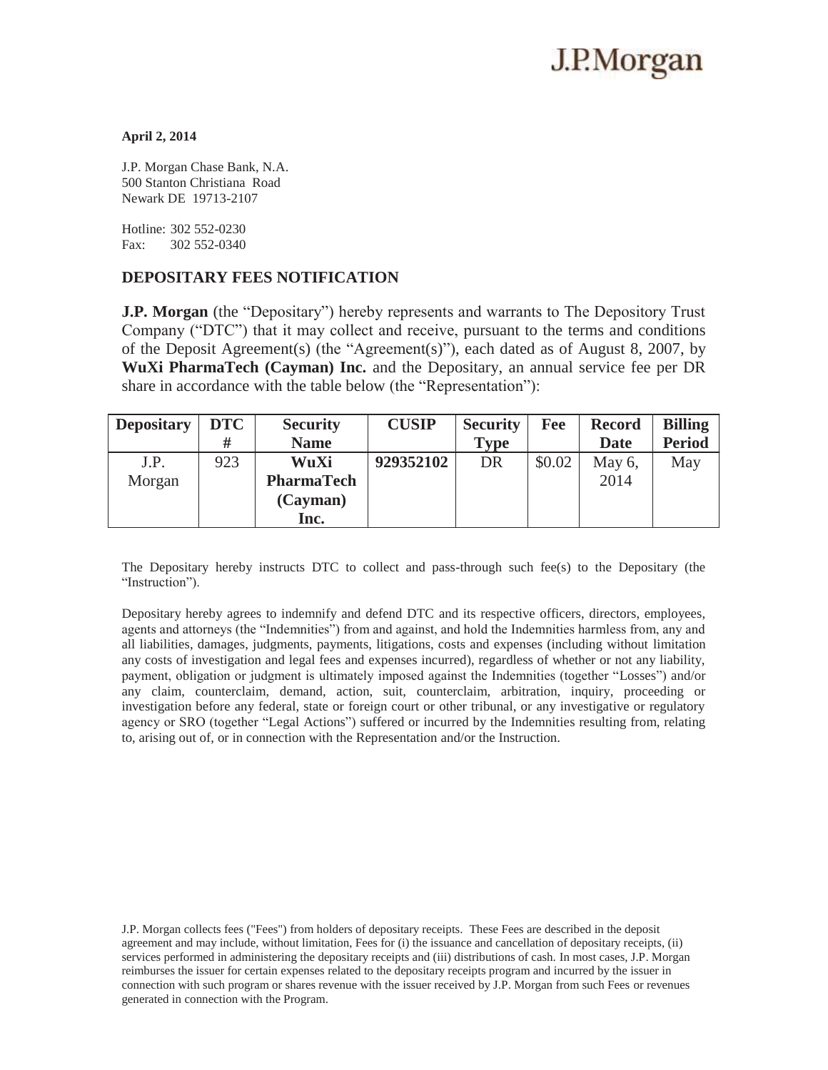J.P.Morgan

**April 2, 2014**

J.P. Morgan Chase Bank, N.A.
500 Stanton Christiana Road
Newark DE 19713-2107

Hotline: 302 552-0230
Fax: 302 552-0340

## DEPOSITARY FEES NOTIFICATION

**J.P. Morgan** (the "Depositary") hereby represents and warrants to The Depository Trust Company ("DTC") that it may collect and receive, pursuant to the terms and conditions of the Deposit Agreement(s) (the "Agreement(s)"), each dated as of August 8, 2007, by **WuXi PharmaTech (Cayman) Inc.** and the Depositary, an annual service fee per DR share in accordance with the table below (the "Representation"):

| Depositary | DTC # | Security Name | CUSIP | Security Type | Fee | Record Date | Billing Period |
|---|---|---|---|---|---|---|---|
| J.P. Morgan | 923 | **WuXi PharmaTech (Cayman) Inc.** | **929352102** | DR | $0.02 | May 6, 2014 | May |

The Depositary hereby instructs DTC to collect and pass-through such fee(s) to the Depositary (the "Instruction").

Depositary hereby agrees to indemnify and defend DTC and its respective officers, directors, employees, agents and attorneys (the "Indemnities") from and against, and hold the Indemnities harmless from, any and all liabilities, damages, judgments, payments, litigations, costs and expenses (including without limitation any costs of investigation and legal fees and expenses incurred), regardless of whether or not any liability, payment, obligation or judgment is ultimately imposed against the Indemnities (together "Losses") and/or any claim, counterclaim, demand, action, suit, counterclaim, arbitration, inquiry, proceeding or investigation before any federal, state or foreign court or other tribunal, or any investigative or regulatory agency or SRO (together "Legal Actions") suffered or incurred by the Indemnities resulting from, relating to, arising out of, or in connection with the Representation and/or the Instruction.

J.P. Morgan collects fees ("Fees") from holders of depositary receipts. These Fees are described in the deposit agreement and may include, without limitation, Fees for (i) the issuance and cancellation of depositary receipts, (ii) services performed in administering the depositary receipts and (iii) distributions of cash. In most cases, J.P. Morgan reimburses the issuer for certain expenses related to the depositary receipts program and incurred by the issuer in connection with such program or shares revenue with the issuer received by J.P. Morgan from such Fees or revenues generated in connection with the Program.